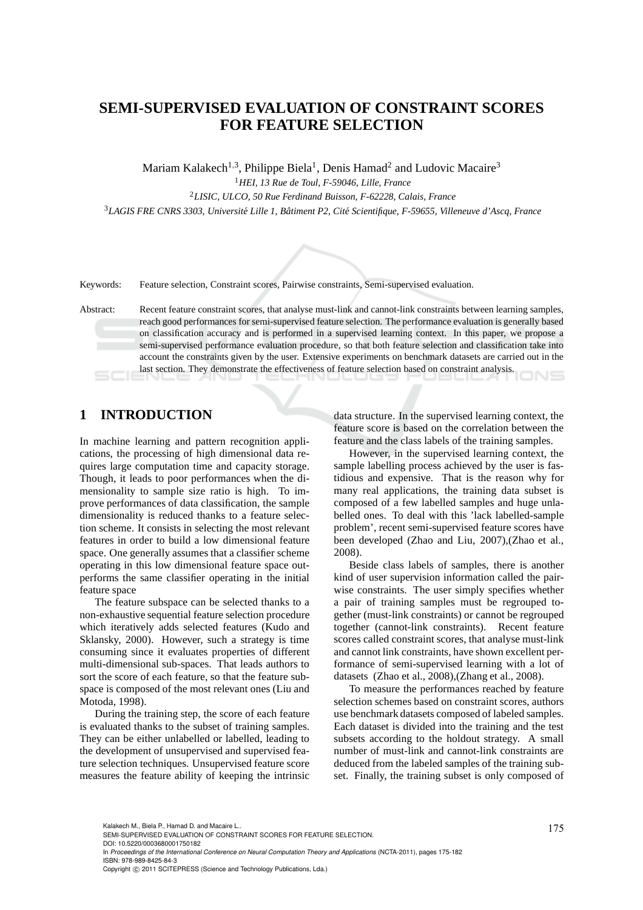# SEMI-SUPERVISED EVALUATION OF CONSTRAINT SCORES FOR FEATURE SELECTION

Mariam Kalakech[1,3], Philippe Biela[1], Denis Hamad[2] and Ludovic Macaire[3]

[1] *HEI, 13 Rue de Toul, F-59046, Lille, France*

[2] *LISIC, ULCO, 50 Rue Ferdinand Buisson, F-62228, Calais, France*

[3] *LAGIS FRE CNRS 3303, Université Lille 1, Bâtiment P2, Cité Scientifique, F-59655, Villeneuve d'Ascq, France*

Keywords: Feature selection, Constraint scores, Pairwise constraints, Semi-supervised evaluation.

Abstract: Recent feature constraint scores, that analyse must-link and cannot-link constraints between learning samples, reach good performances for semi-supervised feature selection. The performance evaluation is generally based on classification accuracy and is performed in a supervised learning context. In this paper, we propose a semi-supervised performance evaluation procedure, so that both feature selection and classification take into account the constraints given by the user. Extensive experiments on benchmark datasets are carried out in the last section. They demonstrate the effectiveness of feature selection based on constraint analysis.

## 1 INTRODUCTION

In machine learning and pattern recognition applications, the processing of high dimensional data requires large computation time and capacity storage. Though, it leads to poor performances when the dimensionality to sample size ratio is high. To improve performances of data classification, the sample dimensionality is reduced thanks to a feature selection scheme. It consists in selecting the most relevant features in order to build a low dimensional feature space. One generally assumes that a classifier scheme operating in this low dimensional feature space outperforms the same classifier operating in the initial feature space

The feature subspace can be selected thanks to a non-exhaustive sequential feature selection procedure which iteratively adds selected features (Kudo and Sklansky, 2000). However, such a strategy is time consuming since it evaluates properties of different multi-dimensional sub-spaces. That leads authors to sort the score of each feature, so that the feature subspace is composed of the most relevant ones (Liu and Motoda, 1998).

During the training step, the score of each feature is evaluated thanks to the subset of training samples. They can be either unlabelled or labelled, leading to the development of unsupervised and supervised feature selection techniques. Unsupervised feature score measures the feature ability of keeping the intrinsic data structure. In the supervised learning context, the feature score is based on the correlation between the feature and the class labels of the training samples.

However, in the supervised learning context, the sample labelling process achieved by the user is fastidious and expensive. That is the reason why for many real applications, the training data subset is composed of a few labelled samples and huge unlabelled ones. To deal with this 'lack labelled-sample problem', recent semi-supervised feature scores have been developed (Zhao and Liu, 2007),(Zhao et al., 2008).

Beside class labels of samples, there is another kind of user supervision information called the pairwise constraints. The user simply specifies whether a pair of training samples must be regrouped together (must-link constraints) or cannot be regrouped together (cannot-link constraints). Recent feature scores called constraint scores, that analyse must-link and cannot link constraints, have shown excellent performance of semi-supervised learning with a lot of datasets (Zhao et al., 2008),(Zhang et al., 2008).

To measure the performances reached by feature selection schemes based on constraint scores, authors use benchmark datasets composed of labeled samples. Each dataset is divided into the training and the test subsets according to the holdout strategy. A small number of must-link and cannot-link constraints are deduced from the labeled samples of the training subset. Finally, the training subset is only composed of

Kalakech M., Biela P., Hamad D. and Macaire L..
SEMI-SUPERVISED EVALUATION OF CONSTRAINT SCORES FOR FEATURE SELECTION.
DOI: 10.5220/0003680001750182
In *Proceedings of the International Conference on Neural Computation Theory and Applications* (NCTA-2011), pages 175-182
ISBN: 978-989-8425-84-3
Copyright © 2011 SCITEPRESS (Science and Technology Publications, Lda.)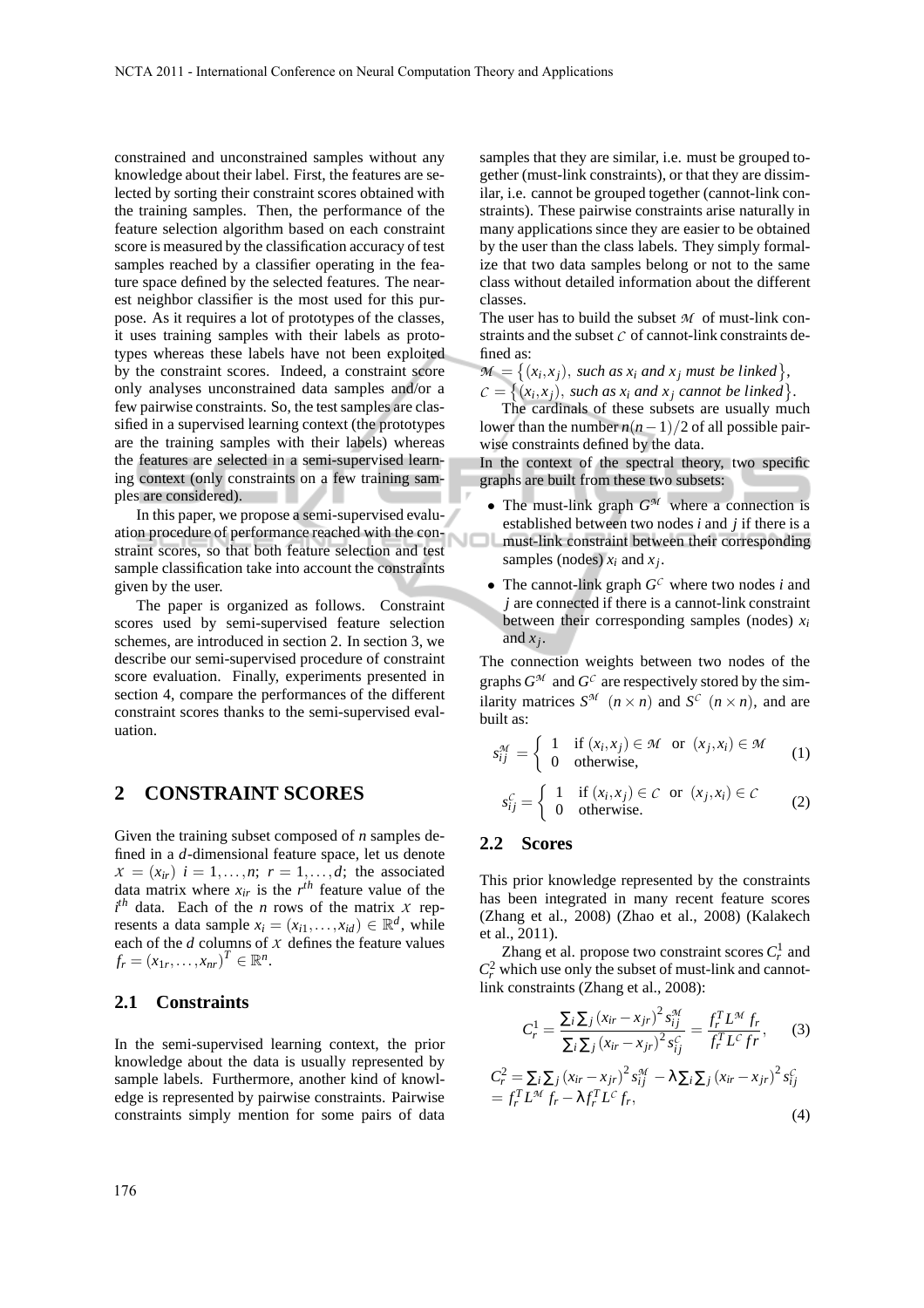constrained and unconstrained samples without any knowledge about their label. First, the features are selected by sorting their constraint scores obtained with the training samples. Then, the performance of the feature selection algorithm based on each constraint score is measured by the classification accuracy of test samples reached by a classifier operating in the feature space defined by the selected features. The nearest neighbor classifier is the most used for this purpose. As it requires a lot of prototypes of the classes, it uses training samples with their labels as prototypes whereas these labels have not been exploited by the constraint scores. Indeed, a constraint score only analyses unconstrained data samples and/or a few pairwise constraints. So, the test samples are classified in a supervised learning context (the prototypes are the training samples with their labels) whereas the features are selected in a semi-supervised learning context (only constraints on a few training samples are considered).

In this paper, we propose a semi-supervised evaluation procedure of performance reached with the constraint scores, so that both feature selection and test sample classification take into account the constraints given by the user.

The paper is organized as follows. Constraint scores used by semi-supervised feature selection schemes, are introduced in section 2. In section 3, we describe our semi-supervised procedure of constraint score evaluation. Finally, experiments presented in section 4, compare the performances of the different constraint scores thanks to the semi-supervised evaluation.

## 2 CONSTRAINT SCORES

Given the training subset composed of $n$ samples defined in a $d$-dimensional feature space, let us denote $\mathcal{X} = (x_{ir})$ $i = 1,\ldots,n$; $r = 1,\ldots,d$; the associated data matrix where $x_{ir}$ is the $r^{th}$ feature value of the $i^{th}$ data. Each of the $n$ rows of the matrix $\mathcal{X}$ represents a data sample $x_i = (x_{i1},\ldots,x_{id}) \in \mathbb{R}^d$, while each of the $d$ columns of $\mathcal{X}$ defines the feature values $f_r = (x_{1r},\ldots,x_{nr})^T \in \mathbb{R}^n$.

### 2.1 Constraints

In the semi-supervised learning context, the prior knowledge about the data is usually represented by sample labels. Furthermore, another kind of knowledge is represented by pairwise constraints. Pairwise constraints simply mention for some pairs of data samples that they are similar, i.e. must be grouped together (must-link constraints), or that they are dissimilar, i.e. cannot be grouped together (cannot-link constraints). These pairwise constraints arise naturally in many applications since they are easier to be obtained by the user than the class labels. They simply formalize that two data samples belong or not to the same class without detailed information about the different classes.

The user has to build the subset $\mathcal{M}$ of must-link constraints and the subset $\mathcal{C}$ of cannot-link constraints defined as:

$\mathcal{M} = \{(x_i, x_j),$ *such as* $x_i$ *and* $x_j$ *must be linked*$\}$,
$\mathcal{C} = \{(x_i, x_j),$ *such as* $x_i$ *and* $x_j$ *cannot be linked*$\}$.

The cardinals of these subsets are usually much lower than the number $n(n-1)/2$ of all possible pairwise constraints defined by the data.

In the context of the spectral theory, two specific graphs are built from these two subsets:

- The must-link graph $G^{\mathcal{M}}$ where a connection is established between two nodes $i$ and $j$ if there is a must-link constraint between their corresponding samples (nodes) $x_i$ and $x_j$.
- The cannot-link graph $G^{\mathcal{C}}$ where two nodes $i$ and $j$ are connected if there is a cannot-link constraint between their corresponding samples (nodes) $x_i$ and $x_j$.

The connection weights between two nodes of the graphs $G^{\mathcal{M}}$ and $G^{\mathcal{C}}$ are respectively stored by the similarity matrices $S^{\mathcal{M}}$ $(n \times n)$ and $S^{\mathcal{C}}$ $(n \times n)$, and are built as:

$$s_{ij}^{\mathcal{M}} = \begin{cases} 1 & \text{if } (x_i, x_j) \in \mathcal{M} \text{ or } (x_j, x_i) \in \mathcal{M} \\ 0 & \text{otherwise,} \end{cases} \quad (1)$$

$$s_{ij}^{\mathcal{C}} = \begin{cases} 1 & \text{if } (x_i, x_j) \in \mathcal{C} \text{ or } (x_j, x_i) \in \mathcal{C} \\ 0 & \text{otherwise.} \end{cases} \quad (2)$$

### 2.2 Scores

This prior knowledge represented by the constraints has been integrated in many recent feature scores (Zhang et al., 2008) (Zhao et al., 2008) (Kalakech et al., 2011).

Zhang et al. propose two constraint scores $C_r^1$ and $C_r^2$ which use only the subset of must-link and cannot-link constraints (Zhang et al., 2008):

$$C_r^1 = \frac{\sum_i \sum_j (x_{ir} - x_{jr})^2 s_{ij}^{\mathcal{M}}}{\sum_i \sum_j (x_{ir} - x_{jr})^2 s_{ij}^{\mathcal{C}}} = \frac{f_r^T L^{\mathcal{M}} f_r}{f_r^T L^{\mathcal{C}} fr}, \quad (3)$$

$$\begin{aligned} C_r^2 &= \sum_i \sum_j (x_{ir} - x_{jr})^2 s_{ij}^{\mathcal{M}} - \lambda \sum_i \sum_j (x_{ir} - x_{jr})^2 s_{ij}^{\mathcal{C}} \\ &= f_r^T L^{\mathcal{M}} f_r - \lambda f_r^T L^{\mathcal{C}} f_r, \end{aligned} \quad (4)$$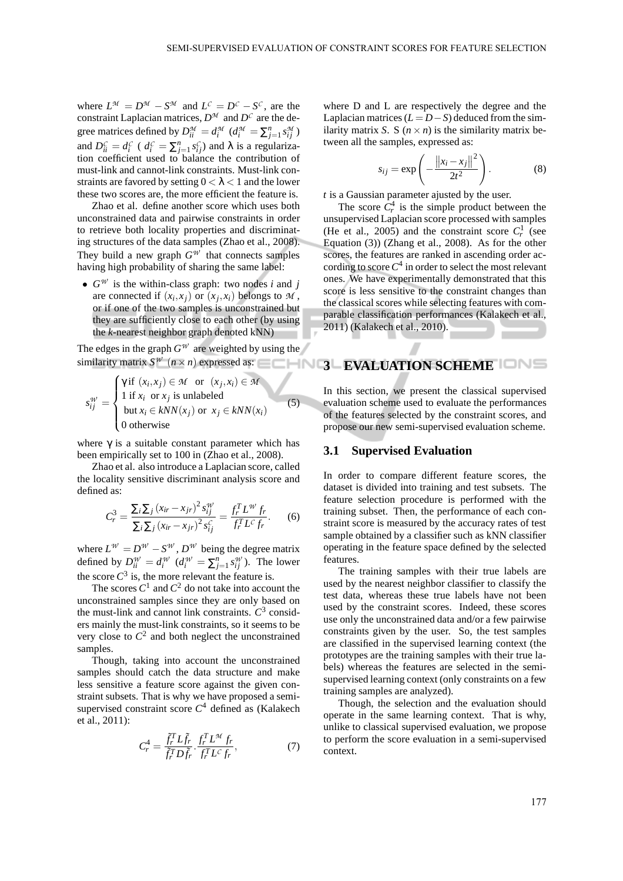where $L^{\mathcal{M}} = D^{\mathcal{M}} - S^{\mathcal{M}}$ and $L^{\mathcal{C}} = D^{\mathcal{C}} - S^{\mathcal{C}}$, are the constraint Laplacian matrices, $D^{\mathcal{M}}$ and $D^{\mathcal{C}}$ are the degree matrices defined by $D^{\mathcal{M}}_{ii} = d^{\mathcal{M}}_i$ ($d^{\mathcal{M}}_i = \sum_{j=1}^{n} s^{\mathcal{M}}_{ij}$) and $D^{\mathcal{C}}_{ii} = d^{\mathcal{C}}_i$ ( $d^{\mathcal{C}}_i = \sum_{j=1}^{n} s^{\mathcal{C}}_{ij}$) and $\lambda$ is a regularization coefficient used to balance the contribution of must-link and cannot-link constraints. Must-link constraints are favored by setting $0 < \lambda < 1$ and the lower these two scores are, the more efficient the feature is.

Zhao et al. define another score which uses both unconstrained data and pairwise constraints in order to retrieve both locality properties and discriminating structures of the data samples (Zhao et al., 2008). They build a new graph $G^{\mathcal{W}}$ that connects samples having high probability of sharing the same label:

- $G^{\mathcal{W}}$ is the within-class graph: two nodes $i$ and $j$ are connected if $(x_i, x_j)$ or $(x_j, x_i)$ belongs to $\mathcal{M}$, or if one of the two samples is unconstrained but they are sufficiently close to each other (by using the $k$-nearest neighbor graph denoted kNN)

The edges in the graph $G^{\mathcal{W}}$ are weighted by using the similarity matrix $S^{\mathcal{W}}$ $(n \times n)$ expressed as:

$$s^{\mathcal{W}}_{ij} = \begin{cases} \gamma \text{ if } (x_i, x_j) \in \mathcal{M} \text{ or } (x_j, x_i) \in \mathcal{M} \\ 1 \text{ if } x_i \text{ or } x_j \text{ is unlabeled} \\ \quad \text{but } x_i \in kNN(x_j) \text{ or } x_j \in kNN(x_i) \\ 0 \text{ otherwise} \end{cases} \tag{5}$$

where $\gamma$ is a suitable constant parameter which has been empirically set to 100 in (Zhao et al., 2008).

Zhao et al. also introduce a Laplacian score, called the locality sensitive discriminant analysis score and defined as:

$$C^3_r = \frac{\sum_i \sum_j (x_{ir} - x_{jr})^2 s^{\mathcal{W}}_{ij}}{\sum_i \sum_j (x_{ir} - x_{jr})^2 s^{\mathcal{C}}_{ij}} = \frac{f_r^T L^{\mathcal{W}} f_r}{f_r^T L^{\mathcal{C}} f_r}. \tag{6}$$

where $L^{\mathcal{W}} = D^{\mathcal{W}} - S^{\mathcal{W}}$, $D^{\mathcal{W}}$ being the degree matrix defined by $D^{\mathcal{W}}_{ii} = d^{\mathcal{W}}_i$ ($d^{\mathcal{W}}_i = \sum_{j=1}^{n} s^{\mathcal{W}}_{ij}$). The lower the score $C^3$ is, the more relevant the feature is.

The scores $C^1$ and $C^2$ do not take into account the unconstrained samples since they are only based on the must-link and cannot link constraints. $C^3$ considers mainly the must-link constraints, so it seems to be very close to $C^2$ and both neglect the unconstrained samples.

Though, taking into account the unconstrained samples should catch the data structure and make less sensitive a feature score against the given constraint subsets. That is why we have proposed a semi-supervised constraint score $C^4$ defined as (Kalakech et al., 2011):

$$C^4_r = \frac{\tilde{f}_r^T L \tilde{f}_r}{\tilde{f}_r^T D \tilde{f}_r} \cdot \frac{f_r^T L^{\mathcal{M}} f_r}{f_r^T L^{\mathcal{C}} f_r}, \tag{7}$$

where D and L are respectively the degree and the Laplacian matrices ($L = D - S$) deduced from the similarity matrix $S$. S ($n \times n$) is the similarity matrix between all the samples, expressed as:

$$s_{ij} = \exp\left(-\frac{\|x_i - x_j\|^2}{2t^2}\right). \tag{8}$$

$t$ is a Gaussian parameter ajusted by the user.

The score $C^4_r$ is the simple product between the unsupervised Laplacian score processed with samples (He et al., 2005) and the constraint score $C^1_r$ (see Equation (3)) (Zhang et al., 2008). As for the other scores, the features are ranked in ascending order according to score $C^4$ in order to select the most relevant ones. We have experimentally demonstrated that this score is less sensitive to the constraint changes than the classical scores while selecting features with comparable classification performances (Kalakech et al., 2011) (Kalakech et al., 2010).

# 3 EVALUATION SCHEME

In this section, we present the classical supervised evaluation scheme used to evaluate the performances of the features selected by the constraint scores, and propose our new semi-supervised evaluation scheme.

## 3.1 Supervised Evaluation

In order to compare different feature scores, the dataset is divided into training and test subsets. The feature selection procedure is performed with the training subset. Then, the performance of each constraint score is measured by the accuracy rates of test sample obtained by a classifier such as kNN classifier operating in the feature space defined by the selected features.

The training samples with their true labels are used by the nearest neighbor classifier to classify the test data, whereas these true labels have not been used by the constraint scores. Indeed, these scores use only the unconstrained data and/or a few pairwise constraints given by the user. So, the test samples are classified in the supervised learning context (the prototypes are the training samples with their true labels) whereas the features are selected in the semi-supervised learning context (only constraints on a few training samples are analyzed).

Though, the selection and the evaluation should operate in the same learning context. That is why, unlike to classical supervised evaluation, we propose to perform the score evaluation in a semi-supervised context.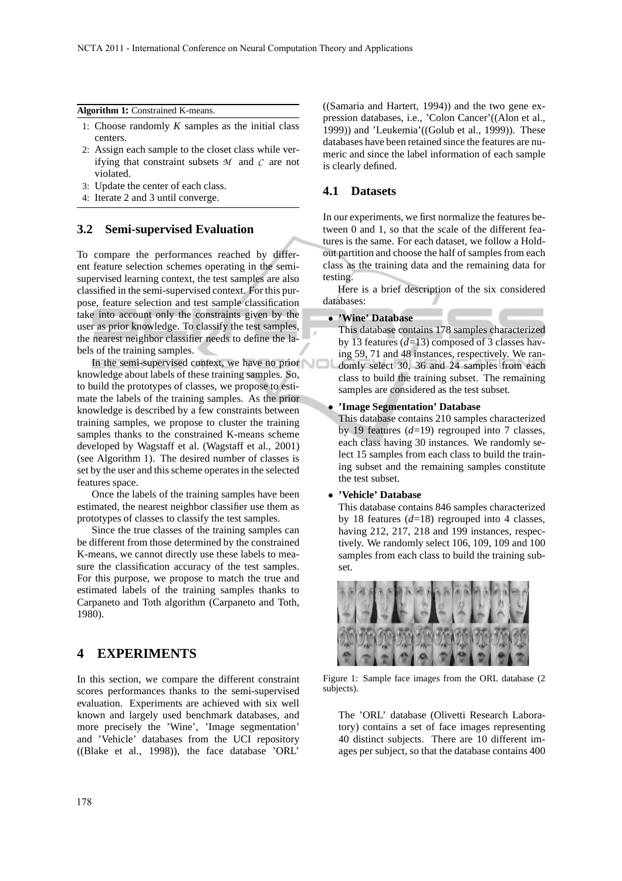**Algorithm 1:** Constrained K-means.

1: Choose randomly $K$ samples as the initial class centers.
2: Assign each sample to the closet class while verifying that constraint subsets $\mathcal{M}$ and $\mathcal{C}$ are not violated.
3: Update the center of each class.
4: Iterate 2 and 3 until converge.

### 3.2 Semi-supervised Evaluation

To compare the performances reached by different feature selection schemes operating in the semi-supervised learning context, the test samples are also classified in the semi-supervised context. For this purpose, feature selection and test sample classification take into account only the constraints given by the user as prior knowledge. To classify the test samples, the nearest neighbor classifier needs to define the labels of the training samples.

In the semi-supervised context, we have no prior knowledge about labels of these training samples. So, to build the prototypes of classes, we propose to estimate the labels of the training samples. As the prior knowledge is described by a few constraints between training samples, we propose to cluster the training samples thanks to the constrained K-means scheme developed by Wagstaff et al. (Wagstaff et al., 2001) (see Algorithm 1). The desired number of classes is set by the user and this scheme operates in the selected features space.

Once the labels of the training samples have been estimated, the nearest neighbor classifier use them as prototypes of classes to classify the test samples.

Since the true classes of the training samples can be different from those determined by the constrained K-means, we cannot directly use these labels to measure the classification accuracy of the test samples. For this purpose, we propose to match the true and estimated labels of the training samples thanks to Carpaneto and Toth algorithm (Carpaneto and Toth, 1980).

## 4 EXPERIMENTS

In this section, we compare the different constraint scores performances thanks to the semi-supervised evaluation. Experiments are achieved with six well known and largely used benchmark databases, and more precisely the 'Wine', 'Image segmentation' and 'Vehicle' databases from the UCI repository ((Blake et al., 1998)), the face database 'ORL' ((Samaria and Hartert, 1994)) and the two gene expression databases, i.e., 'Colon Cancer'((Alon et al., 1999)) and 'Leukemia'((Golub et al., 1999)). These databases have been retained since the features are numeric and since the label information of each sample is clearly defined.

### 4.1 Datasets

In our experiments, we first normalize the features between 0 and 1, so that the scale of the different features is the same. For each dataset, we follow a Holdout partition and choose the half of samples from each class as the training data and the remaining data for testing.

Here is a brief description of the six considered databases:

- **'Wine' Database**
  This database contains 178 samples characterized by 13 features ($d$=13) composed of 3 classes having 59, 71 and 48 instances, respectively. We randomly select 30, 36 and 24 samples from each class to build the training subset. The remaining samples are considered as the test subset.
- **'Image Segmentation' Database**
  This database contains 210 samples characterized by 19 features ($d$=19) regrouped into 7 classes, each class having 30 instances. We randomly select 15 samples from each class to build the training subset and the remaining samples constitute the test subset.
- **'Vehicle' Database**
  This database contains 846 samples characterized by 18 features ($d$=18) regrouped into 4 classes, having 212, 217, 218 and 199 instances, respectively. We randomly select 106, 109, 109 and 100 samples from each class to build the training subset.

Figure 1: Sample face images from the ORL database (2 subjects).

The 'ORL' database (Olivetti Research Laboratory) contains a set of face images representing 40 distinct subjects. There are 10 different images per subject, so that the database contains 400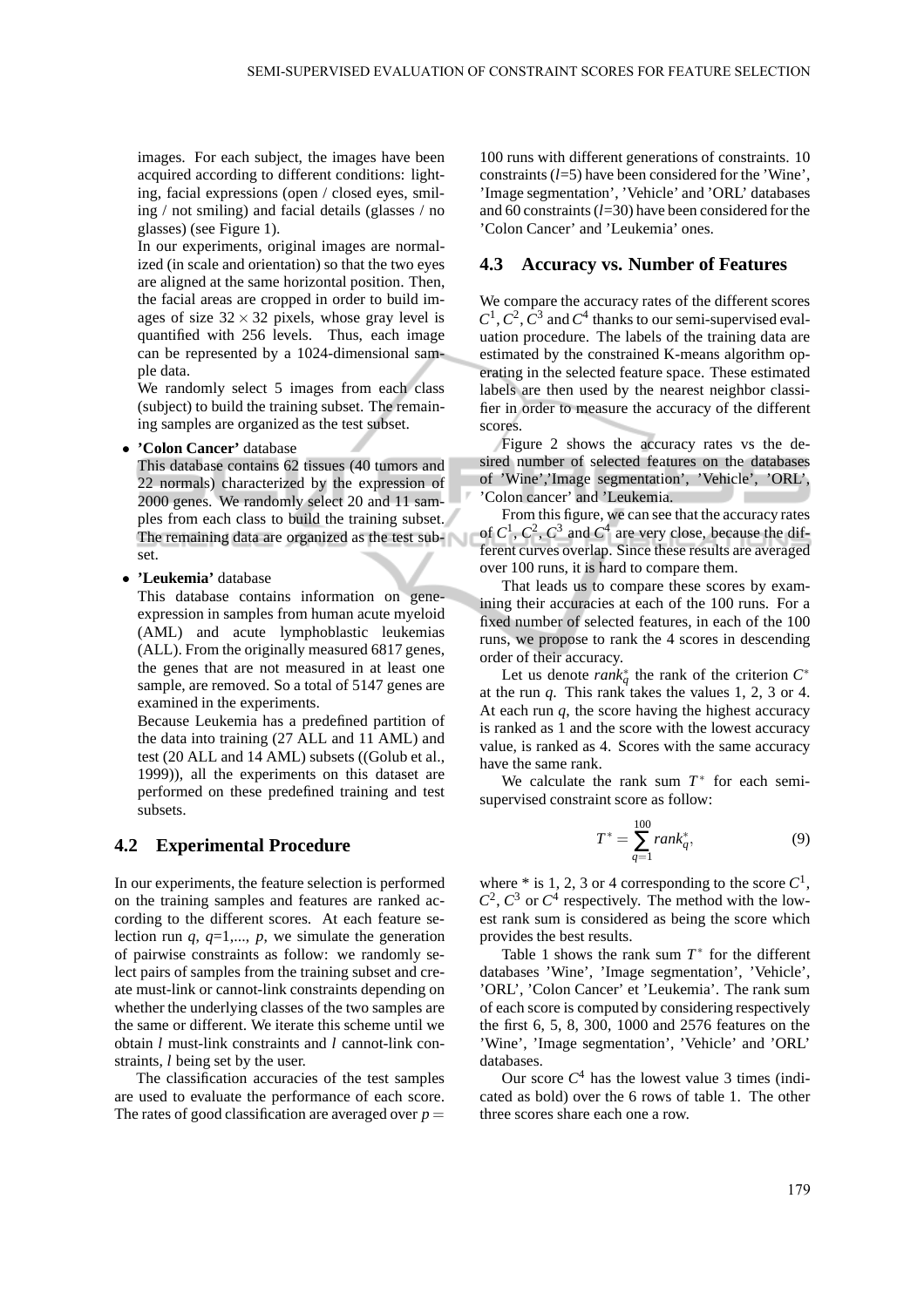images. For each subject, the images have been acquired according to different conditions: lighting, facial expressions (open / closed eyes, smiling / not smiling) and facial details (glasses / no glasses) (see Figure 1).

In our experiments, original images are normalized (in scale and orientation) so that the two eyes are aligned at the same horizontal position. Then, the facial areas are cropped in order to build images of size $32 \times 32$ pixels, whose gray level is quantified with 256 levels. Thus, each image can be represented by a 1024-dimensional sample data.

We randomly select 5 images from each class (subject) to build the training subset. The remaining samples are organized as the test subset.

- **'Colon Cancer'** database

  This database contains 62 tissues (40 tumors and 22 normals) characterized by the expression of 2000 genes. We randomly select 20 and 11 samples from each class to build the training subset. The remaining data are organized as the test subset.

- **'Leukemia'** database

  This database contains information on gene-expression in samples from human acute myeloid (AML) and acute lymphoblastic leukemias (ALL). From the originally measured 6817 genes, the genes that are not measured in at least one sample, are removed. So a total of 5147 genes are examined in the experiments.

  Because Leukemia has a predefined partition of the data into training (27 ALL and 11 AML) and test (20 ALL and 14 AML) subsets ((Golub et al., 1999)), all the experiments on this dataset are performed on these predefined training and test subsets.

## 4.2 Experimental Procedure

In our experiments, the feature selection is performed on the training samples and features are ranked according to the different scores. At each feature selection run $q$, $q$=1,..., $p$, we simulate the generation of pairwise constraints as follow: we randomly select pairs of samples from the training subset and create must-link or cannot-link constraints depending on whether the underlying classes of the two samples are the same or different. We iterate this scheme until we obtain $l$ must-link constraints and $l$ cannot-link constraints, $l$ being set by the user.

The classification accuracies of the test samples are used to evaluate the performance of each score. The rates of good classification are averaged over $p =$ 100 runs with different generations of constraints. 10 constraints ($l$=5) have been considered for the 'Wine', 'Image segmentation', 'Vehicle' and 'ORL' databases and 60 constraints ($l$=30) have been considered for the 'Colon Cancer' and 'Leukemia' ones.

## 4.3 Accuracy vs. Number of Features

We compare the accuracy rates of the different scores $C^1, C^2, C^3$ and $C^4$ thanks to our semi-supervised evaluation procedure. The labels of the training data are estimated by the constrained K-means algorithm operating in the selected feature space. These estimated labels are then used by the nearest neighbor classifier in order to measure the accuracy of the different scores.

Figure 2 shows the accuracy rates vs the desired number of selected features on the databases of 'Wine','Image segmentation', 'Vehicle', 'ORL', 'Colon cancer' and 'Leukemia.

From this figure, we can see that the accuracy rates of $C^1$, $C^2$, $C^3$ and $C^4$ are very close, because the different curves overlap. Since these results are averaged over 100 runs, it is hard to compare them.

That leads us to compare these scores by examining their accuracies at each of the 100 runs. For a fixed number of selected features, in each of the 100 runs, we propose to rank the 4 scores in descending order of their accuracy.

Let us denote $rank_q^*$ the rank of the criterion $C^*$ at the run $q$. This rank takes the values 1, 2, 3 or 4. At each run $q$, the score having the highest accuracy is ranked as 1 and the score with the lowest accuracy value, is ranked as 4. Scores with the same accuracy have the same rank.

We calculate the rank sum $T^*$ for each semi-supervised constraint score as follow:

$$T^* = \sum_{q=1}^{100} rank_q^*, \tag{9}$$

where * is 1, 2, 3 or 4 corresponding to the score $C^1$, $C^2$, $C^3$ or $C^4$ respectively. The method with the lowest rank sum is considered as being the score which provides the best results.

Table 1 shows the rank sum $T^*$ for the different databases 'Wine', 'Image segmentation', 'Vehicle', 'ORL', 'Colon Cancer' et 'Leukemia'. The rank sum of each score is computed by considering respectively the first 6, 5, 8, 300, 1000 and 2576 features on the 'Wine', 'Image segmentation', 'Vehicle' and 'ORL' databases.

Our score $C^4$ has the lowest value 3 times (indicated as bold) over the 6 rows of table 1. The other three scores share each one a row.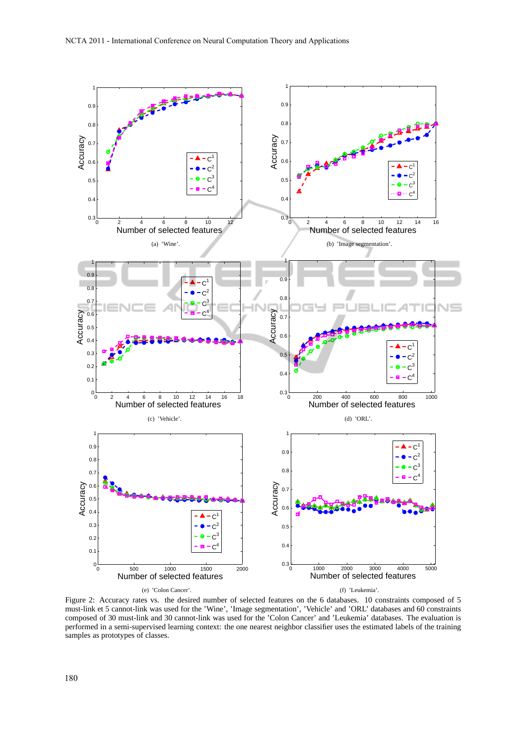(a) 'Wine'.

(b) 'Image segmentation'.

(c) 'Vehicle'.

(d) 'ORL'.

(e) 'Colon Cancer'.

(f) 'Leukemia'.

Figure 2: Accuracy rates vs. the desired number of selected features on the 6 databases. 10 constraints composed of 5 must-link et 5 cannot-link was used for the 'Wine', 'Image segmentation', 'Vehicle' and 'ORL' databases and 60 constraints composed of 30 must-link and 30 cannot-link was used for the 'Colon Cancer' and 'Leukemia' databases. The evaluation is performed in a semi-supervised learning context: the one nearest neighbor classifier uses the estimated labels of the training samples as prototypes of classes.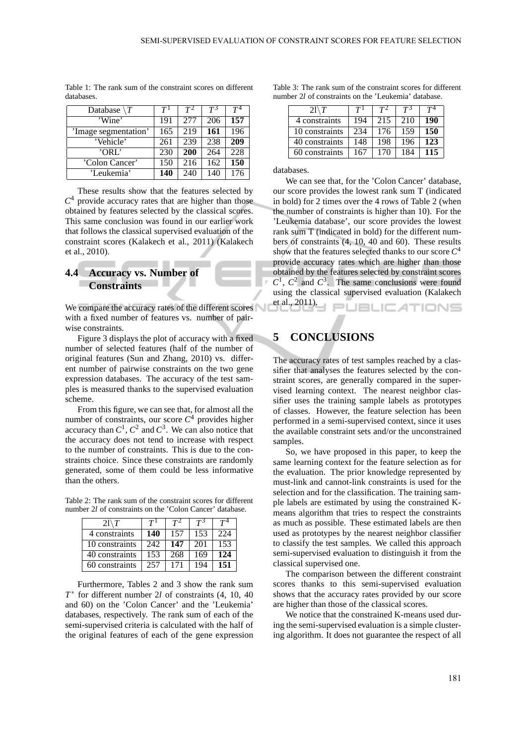Table 1: The rank sum of the constraint scores on different databases.

| Database $\backslash T$ | $T^1$ | $T^2$ | $T^3$ | $T^4$ |
|---|---|---|---|---|
| 'Wine' | 191 | 277 | 206 | **157** |
| 'Image segmentation' | 165 | 219 | **161** | 196 |
| 'Vehicle' | 261 | 239 | 238 | **209** |
| 'ORL' | 230 | **200** | 264 | 228 |
| 'Colon Cancer' | 150 | 216 | 162 | **150** |
| 'Leukemia' | **140** | 240 | 140 | 176 |

These results show that the features selected by $C^4$ provide accuracy rates that are higher than those obtained by features selected by the classical scores. This same conclusion was found in our earlier work that follows the classical supervised evaluation of the constraint scores (Kalakech et al., 2011) (Kalakech et al., 2010).

### 4.4 Accuracy vs. Number of Constraints

We compare the accuracy rates of the different scores with a fixed number of features vs. number of pairwise constraints.

Figure 3 displays the plot of accuracy with a fixed number of selected features (half of the number of original features (Sun and Zhang, 2010) vs. different number of pairwise constraints on the two gene expression databases. The accuracy of the test samples is measured thanks to the supervised evaluation scheme.

From this figure, we can see that, for almost all the number of constraints, our score $C^4$ provides higher accuracy than $C^1$, $C^2$ and $C^3$. We can also notice that the accuracy does not tend to increase with respect to the number of constraints. This is due to the constraints choice. Since these constraints are randomly generated, some of them could be less informative than the others.

Table 2: The rank sum of the constraint scores for different number $2l$ of constraints on the 'Colon Cancer' database.

| $2l \backslash T$ | $T^1$ | $T^2$ | $T^3$ | $T^4$ |
|---|---|---|---|---|
| 4 constraints | **140** | 157 | 153 | 224 |
| 10 constraints | 242 | **147** | 201 | 153 |
| 40 constraints | 153 | 268 | 169 | **124** |
| 60 constraints | 257 | 171 | 194 | **151** |

Furthermore, Tables 2 and 3 show the rank sum $T^*$ for different number $2l$ of constraints (4, 10, 40 and 60) on the 'Colon Cancer' and the 'Leukemia' databases, respectively. The rank sum of each of the semi-supervised criteria is calculated with the half of the original features of each of the gene expression databases.

Table 3: The rank sum of the constraint scores for different number $2l$ of constraints on the 'Leukemia' database.

| $2l \backslash T$ | $T^1$ | $T^2$ | $T^3$ | $T^4$ |
|---|---|---|---|---|
| 4 constraints | 194 | 215 | 210 | **190** |
| 10 constraints | 234 | 176 | 159 | **150** |
| 40 constraints | 148 | 198 | 196 | **123** |
| 60 constraints | 167 | 170 | 184 | **115** |

We can see that, for the 'Colon Cancer' database, our score provides the lowest rank sum T (indicated in bold) for 2 times over the 4 rows of Table 2 (when the number of constraints is higher than 10). For the 'Leukemia database', our score provides the lowest rank sum T (indicated in bold) for the different numbers of constraints (4, 10, 40 and 60). These results show that the features selected thanks to our score $C^4$ provide accuracy rates which are higher than those obtained by the features selected by constraint scores $C^1$, $C^2$ and $C^3$. The same conclusions were found using the classical supervised evaluation (Kalakech et al., 2011).

## 5 CONCLUSIONS

The accuracy rates of test samples reached by a classifier that analyses the features selected by the constraint scores, are generally compared in the supervised learning context. The nearest neighbor classifier uses the training sample labels as prototypes of classes. However, the feature selection has been performed in a semi-supervised context, since it uses the available constraint sets and/or the unconstrained samples.

So, we have proposed in this paper, to keep the same learning context for the feature selection as for the evaluation. The prior knowledge represented by must-link and cannot-link constraints is used for the selection and for the classification. The training sample labels are estimated by using the constrained K-means algorithm that tries to respect the constraints as much as possible. These estimated labels are then used as prototypes by the nearest neighbor classifier to classify the test samples. We called this approach semi-supervised evaluation to distinguish it from the classical supervised one.

The comparison between the different constraint scores thanks to this semi-supervised evaluation shows that the accuracy rates provided by our score are higher than those of the classical scores.

We notice that the constrained K-means used during the semi-supervised evaluation is a simple clustering algorithm. It does not guarantee the respect of all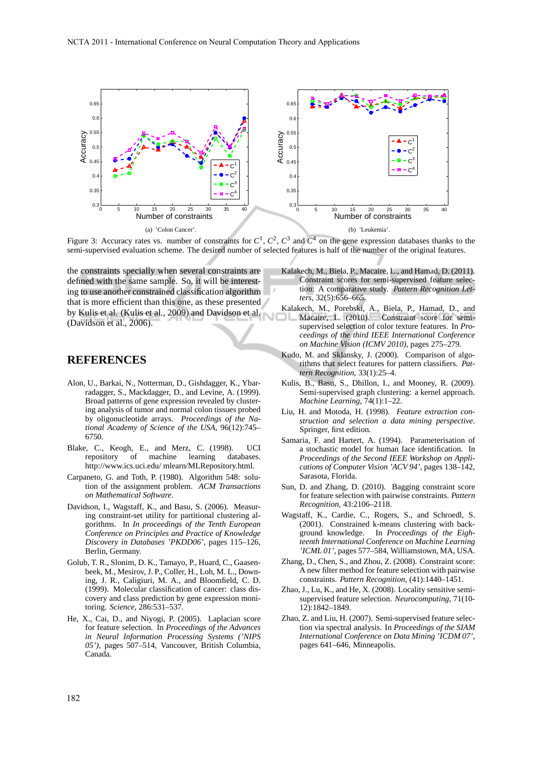(a) 'Colon Cancer'.

(b) 'Leukemia'.

Figure 3: Accuracy rates vs. number of constraints for $C^1$, $C^2$, $C^3$ and $C^4$ on the gene expression databases thanks to the semi-supervised evaluation scheme. The desired number of selected features is half of the number of the original features.

the constraints specially when several constraints are defined with the same sample. So, it will be interesting to use another constrained classification algorithm that is more efficient than this one, as these presented by Kulis et al. (Kulis et al., 2009) and Davidson et al. (Davidson et al., 2006).

## REFERENCES

Alon, U., Barkai, N., Notterman, D., Gishdagger, K., Ybarradagger, S., Mackdagger, D., and Levine, A. (1999). Broad patterns of gene expression revealed by clustering analysis of tumor and normal colon tissues probed by oligonucleotide arrays. *Proceedings of the National Academy of Science of the USA*, 96(12):745–6750.

Blake, C., Keogh, E., and Merz, C. (1998). UCI repository of machine learning databases. http://www.ics.uci.edu/ mlearn/MLRepository.html.

Carpaneto, G. and Toth, P. (1980). Algorithm 548: solution of the assignment problem. *ACM Transactions on Mathematical Software*.

Davidson, I., Wagstaff, K., and Basu, S. (2006). Measuring constraint-set utility for partitional clustering algorithms. In *In proceedings of the Tenth European Conference on Principles and Practice of Knowledge Discovery in Databases 'PKDD06'*, pages 115–126, Berlin, Germany.

Golub, T. R., Slonim, D. K., Tamayo, P., Huard, C., Gaasenbeek, M., Mesirov, J. P., Coller, H., Loh, M. L., Downing, J. R., Caligiuri, M. A., and Bloomfield, C. D. (1999). Molecular classification of cancer: class discovery and class prediction by gene expression monitoring. *Science*, 286:531–537.

He, X., Cai, D., and Niyogi, P. (2005). Laplacian score for feature selection. In *Proceedings of the Advances in Neural Information Processing Systems ('NIPS 05')*, pages 507–514, Vancouver, British Columbia, Canada.

Kalakech, M., Biela, P., Macaire, L., and Hamad, D. (2011). Constraint scores for semi-supervised feature selection: A comparative study. *Pattern Recognition Letters*, 32(5):656–665.

Kalakech, M., Porebski, A., Biela, P., Hamad, D., and Macaire, L. (2010). Constraint score for semi-supervised selection of color texture features. In *Proceedings of the third IEEE International Conference on Machine Vision (ICMV 2010)*, pages 275–279.

Kudo, M. and Sklansky, J. (2000). Comparison of algorithms that select features for pattern classifiers. *Pattern Recognition*, 33(1):25–4.

Kulis, B., Basu, S., Dhillon, I., and Mooney, R. (2009). Semi-supervised graph clustering: a kernel approach. *Machine Learning*, 74(1):1–22.

Liu, H. and Motoda, H. (1998). *Feature extraction construction and selection a data mining perspective*. Springer, first edition.

Samaria, F. and Hartert, A. (1994). Parameterisation of a stochastic model for human face identification. In *Proceedings of the Second IEEE Workshop on Applications of Computer Vision 'ACV 94'*, pages 138–142, Sarasota, Florida.

Sun, D. and Zhang, D. (2010). Bagging constraint score for feature selection with pairwise constraints. *Pattern Recognition*, 43:2106–2118.

Wagstaff, K., Cardie, C., Rogers, S., and Schroedl, S. (2001). Constrained k-means clustering with background knowledge. In *Proceedings of the Eighteenth International Conference on Machine Learning 'ICML 01'*, pages 577–584, Williamstown, MA, USA.

Zhang, D., Chen, S., and Zhou, Z. (2008). Constraint score: A new filter method for feature selection with pairwise constraints. *Pattern Recognition*, (41):1440–1451.

Zhao, J., Lu, K., and He, X. (2008). Locality sensitive semi-supervised feature selection. *Neurocomputing*, 71(10-12):1842–1849.

Zhao, Z. and Liu, H. (2007). Semi-supervised feature selection via spectral analysis. In *Proceedings of the SIAM International Conference on Data Mining 'ICDM 07'*, pages 641–646, Minneapolis.